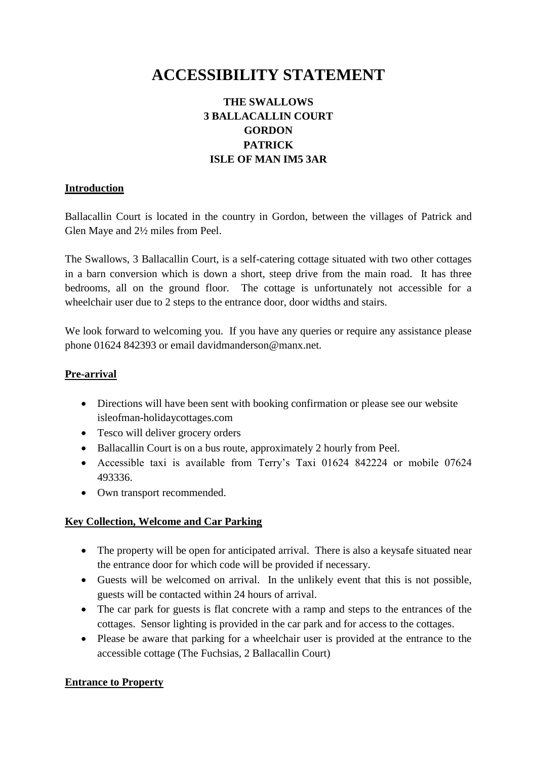# ACCESSIBILITY STATEMENT

**THE SWALLOWS**
**3 BALLACALLIN COURT**
**GORDON**
**PATRICK**
**ISLE OF MAN IM5 3AR**

## Introduction

Ballacallin Court is located in the country in Gordon, between the villages of Patrick and Glen Maye and 2½ miles from Peel.

The Swallows, 3 Ballacallin Court, is a self-catering cottage situated with two other cottages in a barn conversion which is down a short, steep drive from the main road. It has three bedrooms, all on the ground floor. The cottage is unfortunately not accessible for a wheelchair user due to 2 steps to the entrance door, door widths and stairs.

We look forward to welcoming you. If you have any queries or require any assistance please phone 01624 842393 or email davidmanderson@manx.net.

## Pre-arrival

- Directions will have been sent with booking confirmation or please see our website isleofman-holidaycottages.com
- Tesco will deliver grocery orders
- Ballacallin Court is on a bus route, approximately 2 hourly from Peel.
- Accessible taxi is available from Terry's Taxi 01624 842224 or mobile 07624 493336.
- Own transport recommended.

## Key Collection, Welcome and Car Parking

- The property will be open for anticipated arrival. There is also a keysafe situated near the entrance door for which code will be provided if necessary.
- Guests will be welcomed on arrival. In the unlikely event that this is not possible, guests will be contacted within 24 hours of arrival.
- The car park for guests is flat concrete with a ramp and steps to the entrances of the cottages. Sensor lighting is provided in the car park and for access to the cottages.
- Please be aware that parking for a wheelchair user is provided at the entrance to the accessible cottage (The Fuchsias, 2 Ballacallin Court)

## Entrance to Property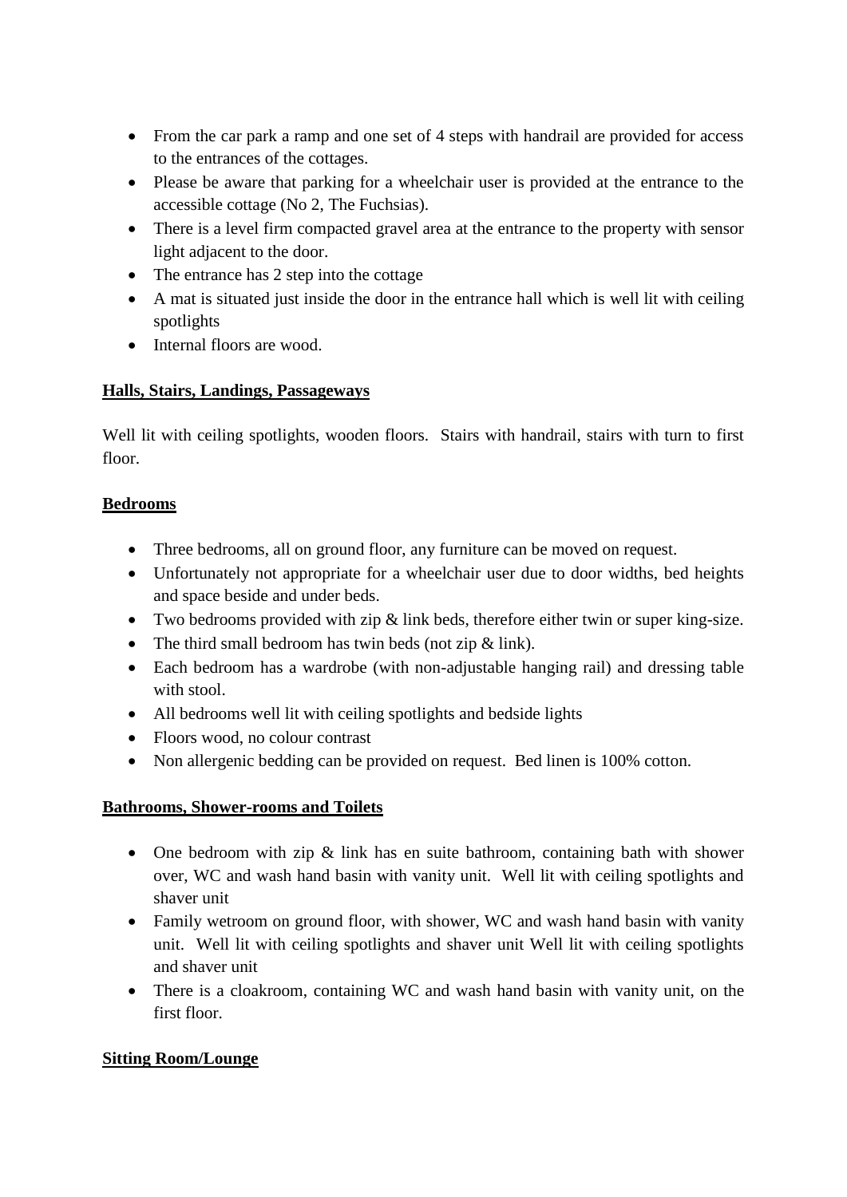- From the car park a ramp and one set of 4 steps with handrail are provided for access to the entrances of the cottages.
- Please be aware that parking for a wheelchair user is provided at the entrance to the accessible cottage (No 2, The Fuchsias).
- There is a level firm compacted gravel area at the entrance to the property with sensor light adjacent to the door.
- The entrance has 2 step into the cottage
- A mat is situated just inside the door in the entrance hall which is well lit with ceiling spotlights
- Internal floors are wood.

## Halls, Stairs, Landings, Passageways

Well lit with ceiling spotlights, wooden floors. Stairs with handrail, stairs with turn to first floor.

## Bedrooms

- Three bedrooms, all on ground floor, any furniture can be moved on request.
- Unfortunately not appropriate for a wheelchair user due to door widths, bed heights and space beside and under beds.
- Two bedrooms provided with zip & link beds, therefore either twin or super king-size.
- The third small bedroom has twin beds (not zip & link).
- Each bedroom has a wardrobe (with non-adjustable hanging rail) and dressing table with stool.
- All bedrooms well lit with ceiling spotlights and bedside lights
- Floors wood, no colour contrast
- Non allergenic bedding can be provided on request. Bed linen is 100% cotton.

## Bathrooms, Shower-rooms and Toilets

- One bedroom with zip & link has en suite bathroom, containing bath with shower over, WC and wash hand basin with vanity unit. Well lit with ceiling spotlights and shaver unit
- Family wetroom on ground floor, with shower, WC and wash hand basin with vanity unit. Well lit with ceiling spotlights and shaver unit Well lit with ceiling spotlights and shaver unit
- There is a cloakroom, containing WC and wash hand basin with vanity unit, on the first floor.

## Sitting Room/Lounge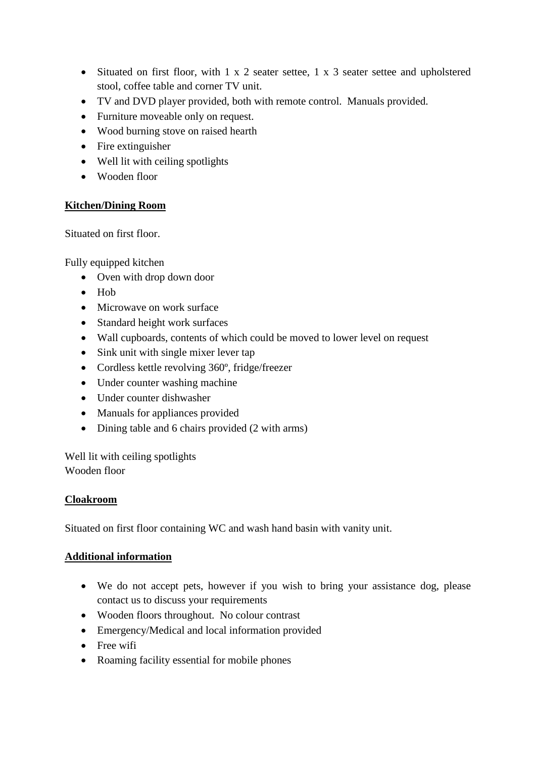- Situated on first floor, with 1 x 2 seater settee, 1 x 3 seater settee and upholstered stool, coffee table and corner TV unit.
- TV and DVD player provided, both with remote control. Manuals provided.
- Furniture moveable only on request.
- Wood burning stove on raised hearth
- Fire extinguisher
- Well lit with ceiling spotlights
- Wooden floor

**Kitchen/Dining Room**

Situated on first floor.

Fully equipped kitchen

- Oven with drop down door
- Hob
- Microwave on work surface
- Standard height work surfaces
- Wall cupboards, contents of which could be moved to lower level on request
- Sink unit with single mixer lever tap
- Cordless kettle revolving 360º, fridge/freezer
- Under counter washing machine
- Under counter dishwasher
- Manuals for appliances provided
- Dining table and 6 chairs provided (2 with arms)

Well lit with ceiling spotlights
Wooden floor

**Cloakroom**

Situated on first floor containing WC and wash hand basin with vanity unit.

**Additional information**

- We do not accept pets, however if you wish to bring your assistance dog, please contact us to discuss your requirements
- Wooden floors throughout. No colour contrast
- Emergency/Medical and local information provided
- Free wifi
- Roaming facility essential for mobile phones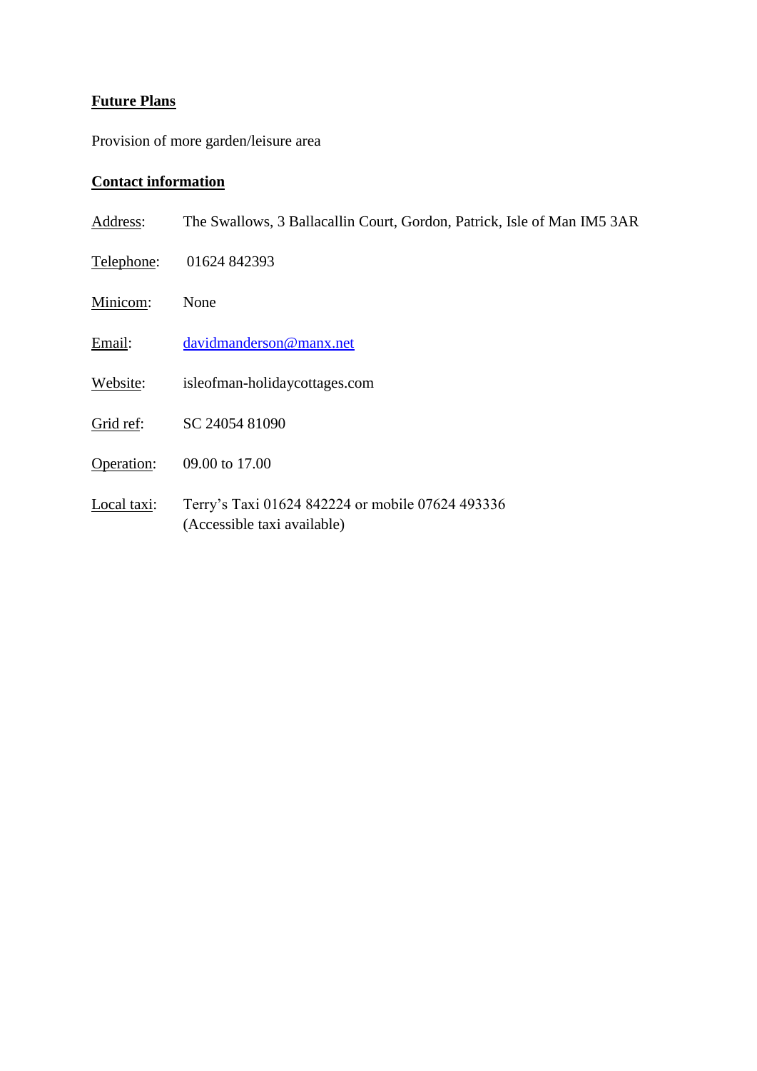## Future Plans

Provision of more garden/leisure area

## Contact information

Address: The Swallows, 3 Ballacallin Court, Gordon, Patrick, Isle of Man IM5 3AR

Telephone: 01624 842393

Minicom: None

Email: davidmanderson@manx.net

Website: isleofman-holidaycottages.com

Grid ref: SC 24054 81090

Operation: 09.00 to 17.00

Local taxi: Terry's Taxi 01624 842224 or mobile 07624 493336
(Accessible taxi available)